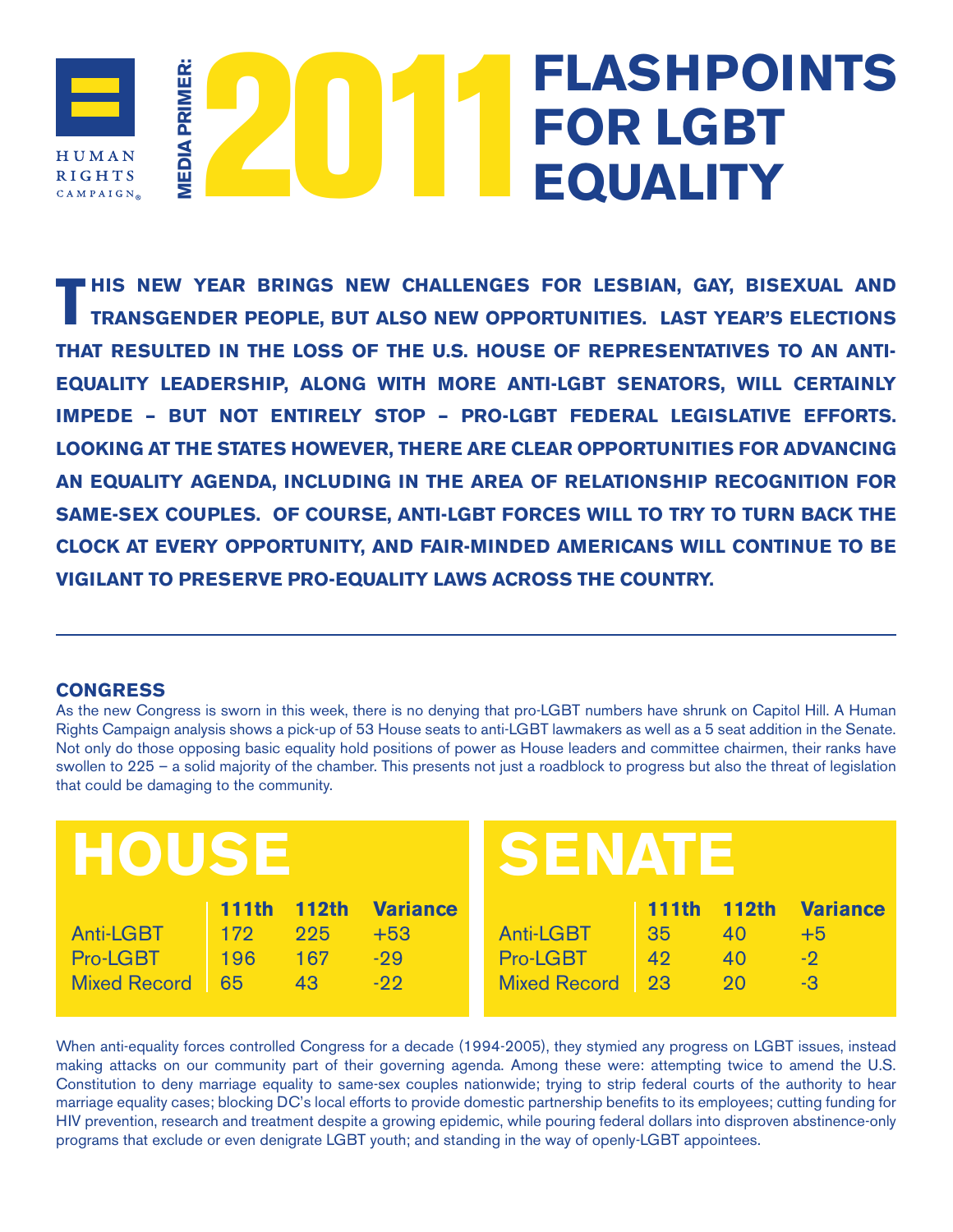HUMAN RIGHTS CAMPAIGN®

MEDIA PRIMER:

# 2011 FLASHPOINTS FOR LGBT EQUALITY

**THIS NEW YEAR BRINGS NEW CHALLENGES FOR LESBIAN, GAY, BISEXUAL AND TRANSGENDER PEOPLE, BUT ALSO NEW OPPORTUNITIES. LAST YEAR'S ELECTIONS THAT RESULTED IN THE LOSS OF THE U.S. HOUSE OF REPRESENTATIVES TO AN ANTI-EQUALITY LEADERSHIP, ALONG WITH MORE ANTI-LGBT SENATORS, WILL CERTAINLY IMPEDE – BUT NOT ENTIRELY STOP – PRO-LGBT FEDERAL LEGISLATIVE EFFORTS. LOOKING AT THE STATES HOWEVER, THERE ARE CLEAR OPPORTUNITIES FOR ADVANCING AN EQUALITY AGENDA, INCLUDING IN THE AREA OF RELATIONSHIP RECOGNITION FOR SAME-SEX COUPLES. OF COURSE, ANTI-LGBT FORCES WILL TO TRY TO TURN BACK THE CLOCK AT EVERY OPPORTUNITY, AND FAIR-MINDED AMERICANS WILL CONTINUE TO BE VIGILANT TO PRESERVE PRO-EQUALITY LAWS ACROSS THE COUNTRY.**

---

## CONGRESS

As the new Congress is sworn in this week, there is no denying that pro-LGBT numbers have shrunk on Capitol Hill. A Human Rights Campaign analysis shows a pick-up of 53 House seats to anti-LGBT lawmakers as well as a 5 seat addition in the Senate. Not only do those opposing basic equality hold positions of power as House leaders and committee chairmen, their ranks have swollen to 225 – a solid majority of the chamber. This presents not just a roadblock to progress but also the threat of legislation that could be damaging to the community.

### HOUSE

| | 111th | 112th | Variance |
|---|---|---|---|
| Anti-LGBT | 172 | 225 | +53 |
| Pro-LGBT | 196 | 167 | -29 |
| Mixed Record | 65 | 43 | -22 |

### SENATE

| | 111th | 112th | Variance |
|---|---|---|---|
| Anti-LGBT | 35 | 40 | +5 |
| Pro-LGBT | 42 | 40 | -2 |
| Mixed Record | 23 | 20 | -3 |

When anti-equality forces controlled Congress for a decade (1994-2005), they stymied any progress on LGBT issues, instead making attacks on our community part of their governing agenda. Among these were: attempting twice to amend the U.S. Constitution to deny marriage equality to same-sex couples nationwide; trying to strip federal courts of the authority to hear marriage equality cases; blocking DC's local efforts to provide domestic partnership benefits to its employees; cutting funding for HIV prevention, research and treatment despite a growing epidemic, while pouring federal dollars into disproven abstinence-only programs that exclude or even denigrate LGBT youth; and standing in the way of openly-LGBT appointees.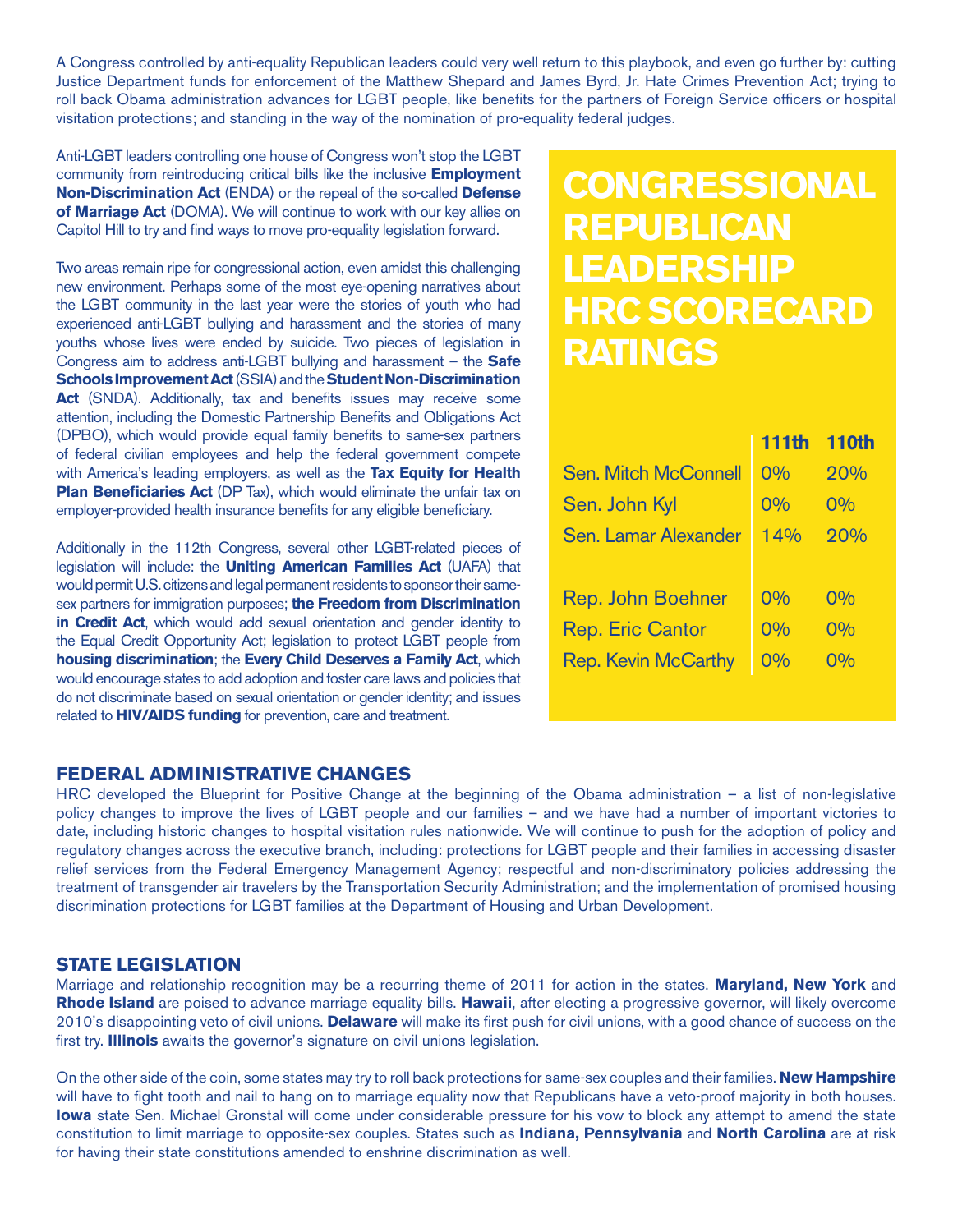A Congress controlled by anti-equality Republican leaders could very well return to this playbook, and even go further by: cutting Justice Department funds for enforcement of the Matthew Shepard and James Byrd, Jr. Hate Crimes Prevention Act; trying to roll back Obama administration advances for LGBT people, like benefits for the partners of Foreign Service officers or hospital visitation protections; and standing in the way of the nomination of pro-equality federal judges.

Anti-LGBT leaders controlling one house of Congress won't stop the LGBT community from reintroducing critical bills like the inclusive **Employment Non-Discrimination Act** (ENDA) or the repeal of the so-called **Defense of Marriage Act** (DOMA). We will continue to work with our key allies on Capitol Hill to try and find ways to move pro-equality legislation forward.

Two areas remain ripe for congressional action, even amidst this challenging new environment. Perhaps some of the most eye-opening narratives about the LGBT community in the last year were the stories of youth who had experienced anti-LGBT bullying and harassment and the stories of many youths whose lives were ended by suicide. Two pieces of legislation in Congress aim to address anti-LGBT bullying and harassment – the **Safe Schools Improvement Act** (SSIA) and the **Student Non-Discrimination Act** (SNDA). Additionally, tax and benefits issues may receive some attention, including the Domestic Partnership Benefits and Obligations Act (DPBO), which would provide equal family benefits to same-sex partners of federal civilian employees and help the federal government compete with America's leading employers, as well as the **Tax Equity for Health Plan Beneficiaries Act** (DP Tax), which would eliminate the unfair tax on employer-provided health insurance benefits for any eligible beneficiary.

Additionally in the 112th Congress, several other LGBT-related pieces of legislation will include: the **Uniting American Families Act** (UAFA) that would permit U.S. citizens and legal permanent residents to sponsor their same-sex partners for immigration purposes; **the Freedom from Discrimination in Credit Act**, which would add sexual orientation and gender identity to the Equal Credit Opportunity Act; legislation to protect LGBT people from **housing discrimination**; the **Every Child Deserves a Family Act**, which would encourage states to add adoption and foster care laws and policies that do not discriminate based on sexual orientation or gender identity; and issues related to **HIV/AIDS funding** for prevention, care and treatment.

## CONGRESSIONAL REPUBLICAN LEADERSHIP HRC SCORECARD RATINGS

| | 111th | 110th |
|---|---|---|
| Sen. Mitch McConnell | 0% | 20% |
| Sen. John Kyl | 0% | 0% |
| Sen. Lamar Alexander | 14% | 20% |
| Rep. John Boehner | 0% | 0% |
| Rep. Eric Cantor | 0% | 0% |
| Rep. Kevin McCarthy | 0% | 0% |

## FEDERAL ADMINISTRATIVE CHANGES

HRC developed the Blueprint for Positive Change at the beginning of the Obama administration – a list of non-legislative policy changes to improve the lives of LGBT people and our families – and we have had a number of important victories to date, including historic changes to hospital visitation rules nationwide. We will continue to push for the adoption of policy and regulatory changes across the executive branch, including: protections for LGBT people and their families in accessing disaster relief services from the Federal Emergency Management Agency; respectful and non-discriminatory policies addressing the treatment of transgender air travelers by the Transportation Security Administration; and the implementation of promised housing discrimination protections for LGBT families at the Department of Housing and Urban Development.

## STATE LEGISLATION

Marriage and relationship recognition may be a recurring theme of 2011 for action in the states. **Maryland, New York** and **Rhode Island** are poised to advance marriage equality bills. **Hawaii**, after electing a progressive governor, will likely overcome 2010's disappointing veto of civil unions. **Delaware** will make its first push for civil unions, with a good chance of success on the first try. **Illinois** awaits the governor's signature on civil unions legislation.

On the other side of the coin, some states may try to roll back protections for same-sex couples and their families. **New Hampshire** will have to fight tooth and nail to hang on to marriage equality now that Republicans have a veto-proof majority in both houses. **Iowa** state Sen. Michael Gronstal will come under considerable pressure for his vow to block any attempt to amend the state constitution to limit marriage to opposite-sex couples. States such as **Indiana, Pennsylvania** and **North Carolina** are at risk for having their state constitutions amended to enshrine discrimination as well.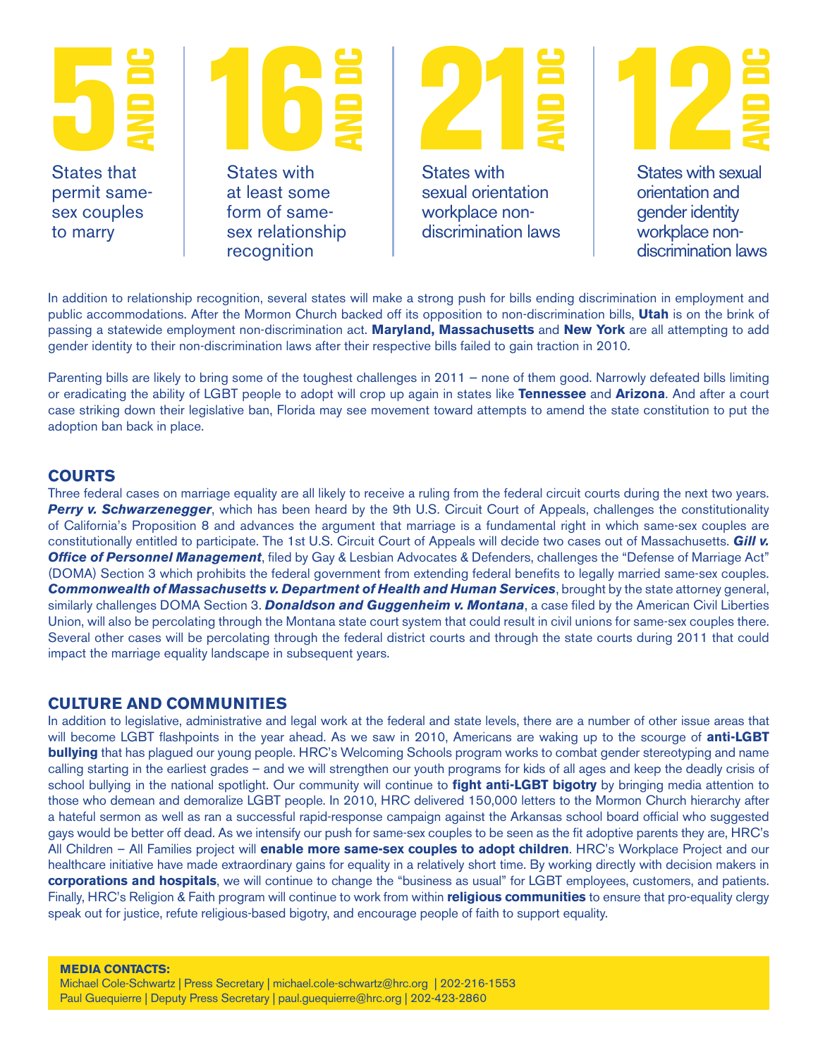**5 AND DC**

States that permit same-sex couples to marry

**16 AND DC**

States with at least some form of same-sex relationship recognition

**21 AND DC**

States with sexual orientation workplace non-discrimination laws

**12 AND DC**

States with sexual orientation and gender identity workplace non-discrimination laws

In addition to relationship recognition, several states will make a strong push for bills ending discrimination in employment and public accommodations. After the Mormon Church backed off its opposition to non-discrimination bills, **Utah** is on the brink of passing a statewide employment non-discrimination act. **Maryland, Massachusetts** and **New York** are all attempting to add gender identity to their non-discrimination laws after their respective bills failed to gain traction in 2010.

Parenting bills are likely to bring some of the toughest challenges in 2011 – none of them good. Narrowly defeated bills limiting or eradicating the ability of LGBT people to adopt will crop up again in states like **Tennessee** and **Arizona**. And after a court case striking down their legislative ban, Florida may see movement toward attempts to amend the state constitution to put the adoption ban back in place.

## COURTS

Three federal cases on marriage equality are all likely to receive a ruling from the federal circuit courts during the next two years. ***Perry v. Schwarzenegger***, which has been heard by the 9th U.S. Circuit Court of Appeals, challenges the constitutionality of California's Proposition 8 and advances the argument that marriage is a fundamental right in which same-sex couples are constitutionally entitled to participate. The 1st U.S. Circuit Court of Appeals will decide two cases out of Massachusetts. ***Gill v. Office of Personnel Management***, filed by Gay & Lesbian Advocates & Defenders, challenges the "Defense of Marriage Act" (DOMA) Section 3 which prohibits the federal government from extending federal benefits to legally married same-sex couples. ***Commonwealth of Massachusetts v. Department of Health and Human Services***, brought by the state attorney general, similarly challenges DOMA Section 3. ***Donaldson and Guggenheim v. Montana***, a case filed by the American Civil Liberties Union, will also be percolating through the Montana state court system that could result in civil unions for same-sex couples there. Several other cases will be percolating through the federal district courts and through the state courts during 2011 that could impact the marriage equality landscape in subsequent years.

## CULTURE AND COMMUNITIES

In addition to legislative, administrative and legal work at the federal and state levels, there are a number of other issue areas that will become LGBT flashpoints in the year ahead. As we saw in 2010, Americans are waking up to the scourge of **anti-LGBT bullying** that has plagued our young people. HRC's Welcoming Schools program works to combat gender stereotyping and name calling starting in the earliest grades – and we will strengthen our youth programs for kids of all ages and keep the deadly crisis of school bullying in the national spotlight. Our community will continue to **fight anti-LGBT bigotry** by bringing media attention to those who demean and demoralize LGBT people. In 2010, HRC delivered 150,000 letters to the Mormon Church hierarchy after a hateful sermon as well as ran a successful rapid-response campaign against the Arkansas school board official who suggested gays would be better off dead. As we intensify our push for same-sex couples to be seen as the fit adoptive parents they are, HRC's All Children – All Families project will **enable more same-sex couples to adopt children**. HRC's Workplace Project and our healthcare initiative have made extraordinary gains for equality in a relatively short time. By working directly with decision makers in **corporations and hospitals**, we will continue to change the "business as usual" for LGBT employees, customers, and patients. Finally, HRC's Religion & Faith program will continue to work from within **religious communities** to ensure that pro-equality clergy speak out for justice, refute religious-based bigotry, and encourage people of faith to support equality.

**MEDIA CONTACTS:**

Michael Cole-Schwartz | Press Secretary | michael.cole-schwartz@hrc.org | 202-216-1553

Paul Guequierre | Deputy Press Secretary | paul.guequierre@hrc.org | 202-423-2860